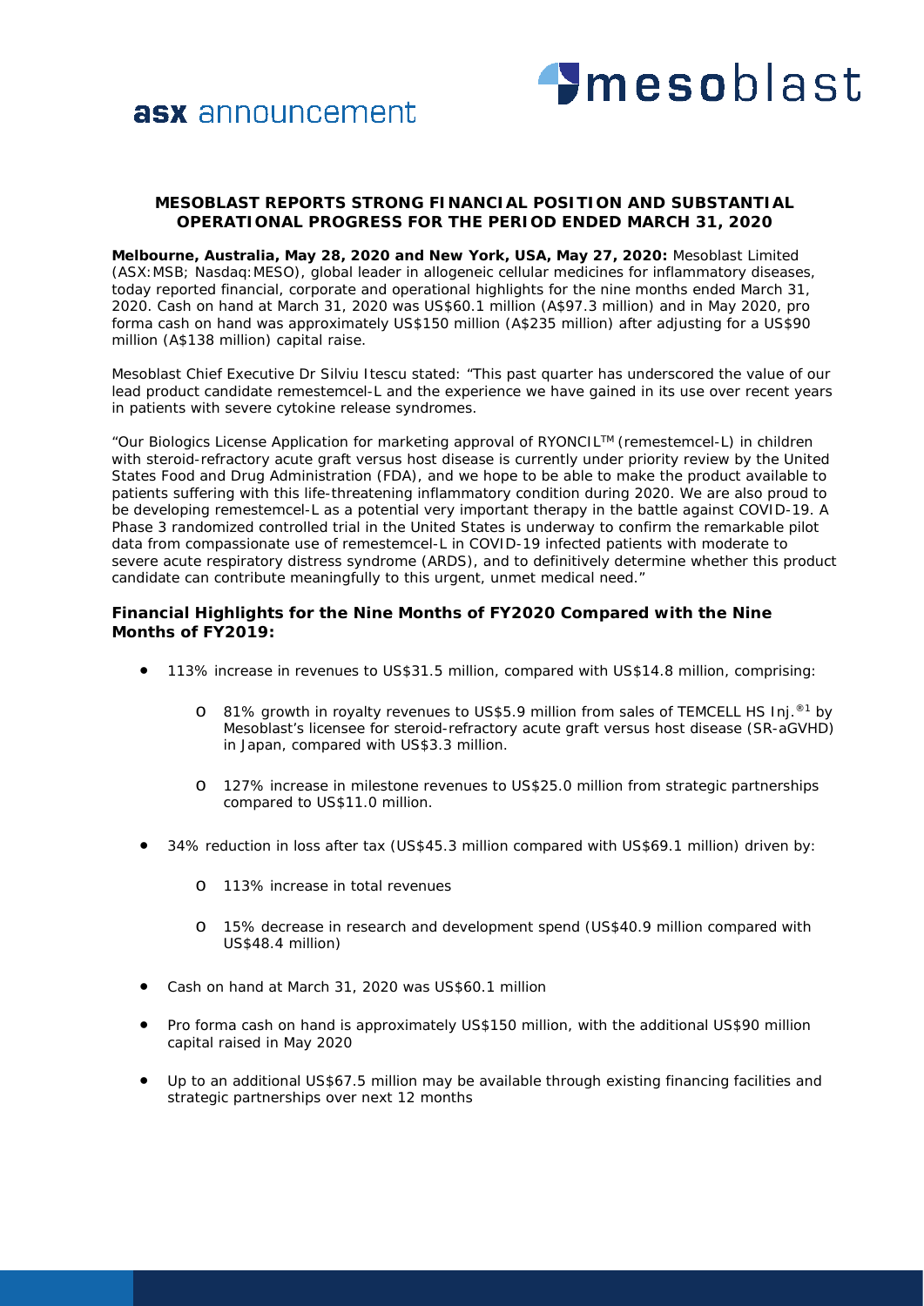asx announcement

mesoblast

**MESOBLAST REPORTS STRONG FINANCIAL POSITION AND SUBSTANTIAL OPERATIONAL PROGRESS FOR THE PERIOD ENDED MARCH 31, 2020**

**Melbourne, Australia, May 28, 2020 and New York, USA, May 27, 2020:** Mesoblast Limited (ASX:MSB; Nasdaq:MESO), global leader in allogeneic cellular medicines for inflammatory diseases, today reported financial, corporate and operational highlights for the nine months ended March 31, 2020. Cash on hand at March 31, 2020 was US$60.1 million (A$97.3 million) and in May 2020, pro forma cash on hand was approximately US$150 million (A$235 million) after adjusting for a US$90 million (A$138 million) capital raise.

Mesoblast Chief Executive Dr Silviu Itescu stated: "This past quarter has underscored the value of our lead product candidate remestemcel-L and the experience we have gained in its use over recent years in patients with severe cytokine release syndromes.

"Our Biologics License Application for marketing approval of RYONCIL™ (remestemcel-L) in children with steroid-refractory acute graft versus host disease is currently under priority review by the United States Food and Drug Administration (FDA), and we hope to be able to make the product available to patients suffering with this life-threatening inflammatory condition during 2020. We are also proud to be developing remestemcel-L as a potential very important therapy in the battle against COVID-19. A Phase 3 randomized controlled trial in the United States is underway to confirm the remarkable pilot data from compassionate use of remestemcel-L in COVID-19 infected patients with moderate to severe acute respiratory distress syndrome (ARDS), and to definitively determine whether this product candidate can contribute meaningfully to this urgent, unmet medical need."

### Financial Highlights for the Nine Months of FY2020 Compared with the Nine Months of FY2019:

- 113% increase in revenues to US$31.5 million, compared with US$14.8 million, comprising:
  - 81% growth in royalty revenues to US$5.9 million from sales of TEMCELL HS Inj.®[1] by Mesoblast's licensee for steroid-refractory acute graft versus host disease (SR-aGVHD) in Japan, compared with US$3.3 million.
  - 127% increase in milestone revenues to US$25.0 million from strategic partnerships compared to US$11.0 million.
- 34% reduction in loss after tax (US$45.3 million compared with US$69.1 million) driven by:
  - 113% increase in total revenues
  - 15% decrease in research and development spend (US$40.9 million compared with US$48.4 million)
- Cash on hand at March 31, 2020 was US$60.1 million
- Pro forma cash on hand is approximately US$150 million, with the additional US$90 million capital raised in May 2020
- Up to an additional US$67.5 million may be available through existing financing facilities and strategic partnerships over next 12 months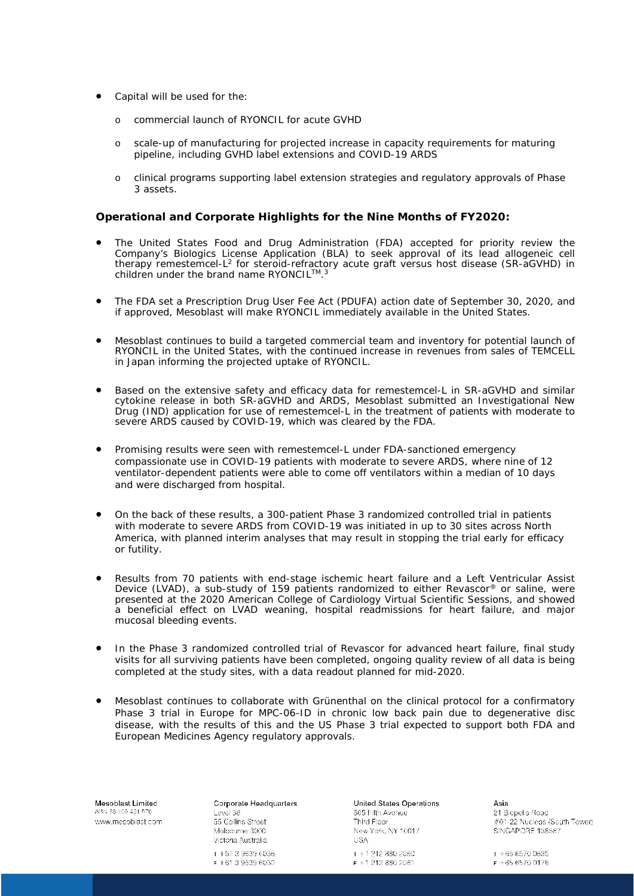- Capital will be used for the:
  - commercial launch of RYONCIL for acute GVHD
  - scale-up of manufacturing for projected increase in capacity requirements for maturing pipeline, including GVHD label extensions and COVID-19 ARDS
  - clinical programs supporting label extension strategies and regulatory approvals of Phase 3 assets.

### Operational and Corporate Highlights for the Nine Months of FY2020:

- The United States Food and Drug Administration (FDA) accepted for priority review the Company's Biologics License Application (BLA) to seek approval of its lead allogeneic cell therapy remestemcel-L[2] for steroid-refractory acute graft versus host disease (SR-aGVHD) in children under the brand name RYONCIL™.[3]

- The FDA set a Prescription Drug User Fee Act (PDUFA) action date of September 30, 2020, and if approved, Mesoblast will make RYONCIL immediately available in the United States.

- Mesoblast continues to build a targeted commercial team and inventory for potential launch of RYONCIL in the United States, with the continued increase in revenues from sales of TEMCELL in Japan informing the projected uptake of RYONCIL.

- Based on the extensive safety and efficacy data for remestemcel-L in SR-aGVHD and similar cytokine release in both SR-aGVHD and ARDS, Mesoblast submitted an Investigational New Drug (IND) application for use of remestemcel-L in the treatment of patients with moderate to severe ARDS caused by COVID-19, which was cleared by the FDA.

- Promising results were seen with remestemcel-L under FDA-sanctioned emergency compassionate use in COVID-19 patients with moderate to severe ARDS, where nine of 12 ventilator-dependent patients were able to come off ventilators within a median of 10 days and were discharged from hospital.

- On the back of these results, a 300-patient Phase 3 randomized controlled trial in patients with moderate to severe ARDS from COVID-19 was initiated in up to 30 sites across North America, with planned interim analyses that may result in stopping the trial early for efficacy or futility.

- Results from 70 patients with end-stage ischemic heart failure and a Left Ventricular Assist Device (LVAD), a sub-study of 159 patients randomized to either Revascor® or saline, were presented at the 2020 American College of Cardiology Virtual Scientific Sessions, and showed a beneficial effect on LVAD weaning, hospital readmissions for heart failure, and major mucosal bleeding events.

- In the Phase 3 randomized controlled trial of Revascor for advanced heart failure, final study visits for all surviving patients have been completed, ongoing quality review of all data is being completed at the study sites, with a data readout planned for mid-2020.

- Mesoblast continues to collaborate with Grünenthal on the clinical protocol for a confirmatory Phase 3 trial in Europe for MPC-06-ID in chronic low back pain due to degenerative disc disease, with the results of this and the US Phase 3 trial expected to support both FDA and European Medicines Agency regulatory approvals.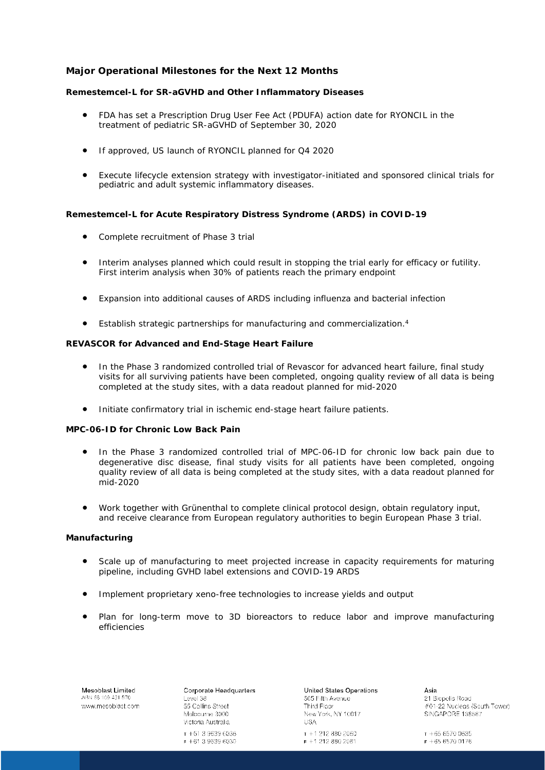## Major Operational Milestones for the Next 12 Months

### Remestemcel-L for SR-aGVHD and Other Inflammatory Diseases

- FDA has set a Prescription Drug User Fee Act (PDUFA) action date for RYONCIL in the treatment of pediatric SR-aGVHD of September 30, 2020
- If approved, US launch of RYONCIL planned for Q4 2020
- Execute lifecycle extension strategy with investigator-initiated and sponsored clinical trials for pediatric and adult systemic inflammatory diseases.

### Remestemcel-L for Acute Respiratory Distress Syndrome (ARDS) in COVID-19

- Complete recruitment of Phase 3 trial
- Interim analyses planned which could result in stopping the trial early for efficacy or futility. First interim analysis when 30% of patients reach the primary endpoint
- Expansion into additional causes of ARDS including influenza and bacterial infection
- Establish strategic partnerships for manufacturing and commercialization.[4]

### REVASCOR for Advanced and End-Stage Heart Failure

- In the Phase 3 randomized controlled trial of Revascor for advanced heart failure, final study visits for all surviving patients have been completed, ongoing quality review of all data is being completed at the study sites, with a data readout planned for mid-2020
- Initiate confirmatory trial in ischemic end-stage heart failure patients.

### MPC-06-ID for Chronic Low Back Pain

- In the Phase 3 randomized controlled trial of MPC-06-ID for chronic low back pain due to degenerative disc disease, final study visits for all patients have been completed, ongoing quality review of all data is being completed at the study sites, with a data readout planned for mid-2020
- Work together with Grünenthal to complete clinical protocol design, obtain regulatory input, and receive clearance from European regulatory authorities to begin European Phase 3 trial.

### Manufacturing

- Scale up of manufacturing to meet projected increase in capacity requirements for maturing pipeline, including GVHD label extensions and COVID-19 ARDS
- Implement proprietary xeno-free technologies to increase yields and output
- Plan for long-term move to 3D bioreactors to reduce labor and improve manufacturing efficiencies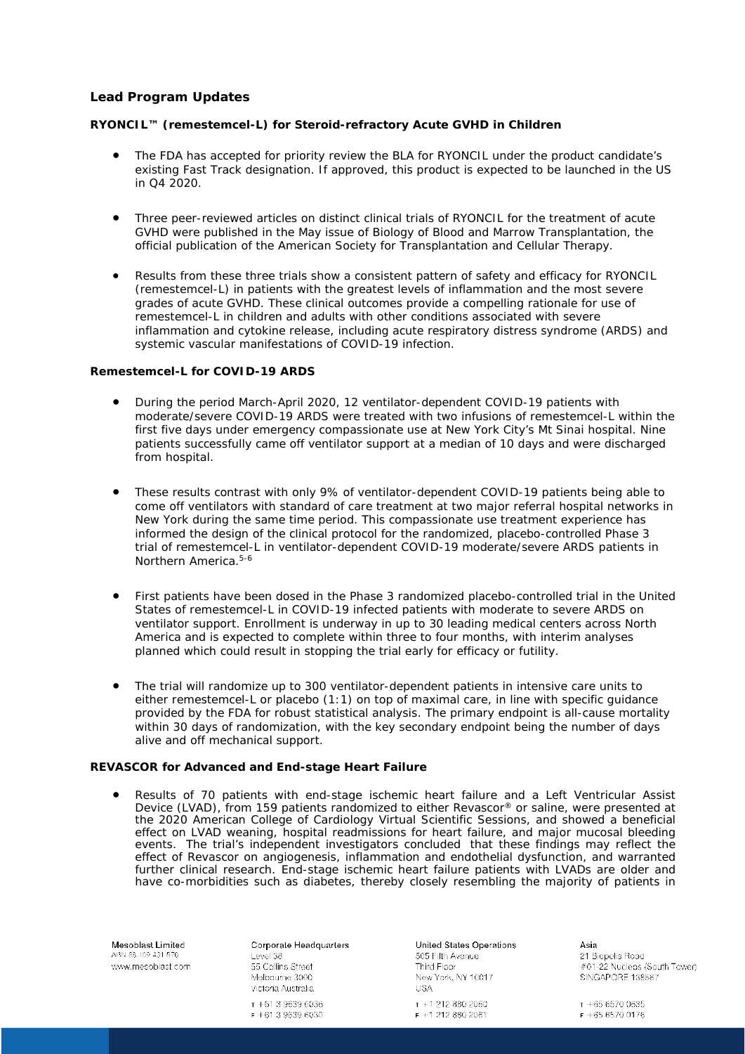## Lead Program Updates

### RYONCIL™ (remestemcel-L) for Steroid-refractory Acute GVHD in Children

- The FDA has accepted for priority review the BLA for RYONCIL under the product candidate's existing Fast Track designation. If approved, this product is expected to be launched in the US in Q4 2020.
- Three peer-reviewed articles on distinct clinical trials of RYONCIL for the treatment of acute GVHD were published in the May issue of Biology of Blood and Marrow Transplantation, the official publication of the American Society for Transplantation and Cellular Therapy.
- Results from these three trials show a consistent pattern of safety and efficacy for RYONCIL (remestemcel-L) in patients with the greatest levels of inflammation and the most severe grades of acute GVHD. These clinical outcomes provide a compelling rationale for use of remestemcel-L in children and adults with other conditions associated with severe inflammation and cytokine release, including acute respiratory distress syndrome (ARDS) and systemic vascular manifestations of COVID-19 infection.

### Remestemcel-L for COVID-19 ARDS

- During the period March-April 2020, 12 ventilator-dependent COVID-19 patients with moderate/severe COVID-19 ARDS were treated with two infusions of remestemcel-L within the first five days under emergency compassionate use at New York City's Mt Sinai hospital. Nine patients successfully came off ventilator support at a median of 10 days and were discharged from hospital.
- These results contrast with only 9% of ventilator-dependent COVID-19 patients being able to come off ventilators with standard of care treatment at two major referral hospital networks in New York during the same time period. This compassionate use treatment experience has informed the design of the clinical protocol for the randomized, placebo-controlled Phase 3 trial of remestemcel-L in ventilator-dependent COVID-19 moderate/severe ARDS patients in Northern America.[5-6]
- First patients have been dosed in the Phase 3 randomized placebo-controlled trial in the United States of remestemcel-L in COVID-19 infected patients with moderate to severe ARDS on ventilator support. Enrollment is underway in up to 30 leading medical centers across North America and is expected to complete within three to four months, with interim analyses planned which could result in stopping the trial early for efficacy or futility.
- The trial will randomize up to 300 ventilator-dependent patients in intensive care units to either remestemcel-L or placebo (1:1) on top of maximal care, in line with specific guidance provided by the FDA for robust statistical analysis. The primary endpoint is all-cause mortality within 30 days of randomization, with the key secondary endpoint being the number of days alive and off mechanical support.

### REVASCOR for Advanced and End-stage Heart Failure

- Results of 70 patients with end-stage ischemic heart failure and a Left Ventricular Assist Device (LVAD), from 159 patients randomized to either Revascor® or saline, were presented at the 2020 American College of Cardiology Virtual Scientific Sessions, and showed a beneficial effect on LVAD weaning, hospital readmissions for heart failure, and major mucosal bleeding events. The trial's independent investigators concluded that these findings may reflect the effect of Revascor on angiogenesis, inflammation and endothelial dysfunction, and warranted further clinical research. End-stage ischemic heart failure patients with LVADs are older and have co-morbidities such as diabetes, thereby closely resembling the majority of patients in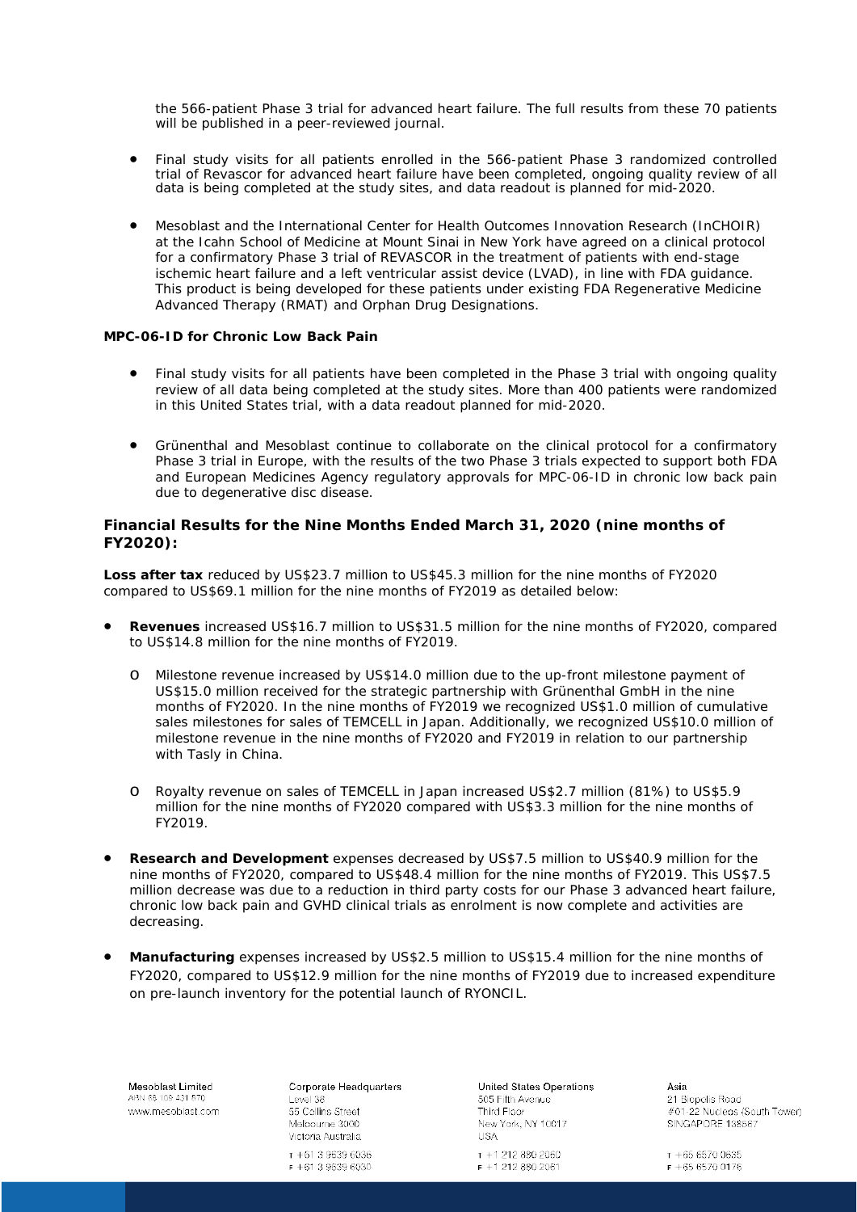the 566-patient Phase 3 trial for advanced heart failure. The full results from these 70 patients will be published in a peer-reviewed journal.

- Final study visits for all patients enrolled in the 566-patient Phase 3 randomized controlled trial of Revascor for advanced heart failure have been completed, ongoing quality review of all data is being completed at the study sites, and data readout is planned for mid-2020.
- Mesoblast and the International Center for Health Outcomes Innovation Research (InCHOIR) at the Icahn School of Medicine at Mount Sinai in New York have agreed on a clinical protocol for a confirmatory Phase 3 trial of REVASCOR in the treatment of patients with end-stage ischemic heart failure and a left ventricular assist device (LVAD), in line with FDA guidance. This product is being developed for these patients under existing FDA Regenerative Medicine Advanced Therapy (RMAT) and Orphan Drug Designations.

**MPC-06-ID for Chronic Low Back Pain**

- Final study visits for all patients have been completed in the Phase 3 trial with ongoing quality review of all data being completed at the study sites. More than 400 patients were randomized in this United States trial, with a data readout planned for mid-2020.
- Grünenthal and Mesoblast continue to collaborate on the clinical protocol for a confirmatory Phase 3 trial in Europe, with the results of the two Phase 3 trials expected to support both FDA and European Medicines Agency regulatory approvals for MPC-06-ID in chronic low back pain due to degenerative disc disease.

## Financial Results for the Nine Months Ended March 31, 2020 (nine months of FY2020):

**Loss after tax** reduced by US$23.7 million to US$45.3 million for the nine months of FY2020 compared to US$69.1 million for the nine months of FY2019 as detailed below:

- **Revenues** increased US$16.7 million to US$31.5 million for the nine months of FY2020, compared to US$14.8 million for the nine months of FY2019.
  - Milestone revenue increased by US$14.0 million due to the up-front milestone payment of US$15.0 million received for the strategic partnership with Grünenthal GmbH in the nine months of FY2020. In the nine months of FY2019 we recognized US$1.0 million of cumulative sales milestones for sales of TEMCELL in Japan. Additionally, we recognized US$10.0 million of milestone revenue in the nine months of FY2020 and FY2019 in relation to our partnership with Tasly in China.
  - Royalty revenue on sales of TEMCELL in Japan increased US$2.7 million (81%) to US$5.9 million for the nine months of FY2020 compared with US$3.3 million for the nine months of FY2019.
- **Research and Development** expenses decreased by US$7.5 million to US$40.9 million for the nine months of FY2020, compared to US$48.4 million for the nine months of FY2019. This US$7.5 million decrease was due to a reduction in third party costs for our Phase 3 advanced heart failure, chronic low back pain and GVHD clinical trials as enrolment is now complete and activities are decreasing.
- **Manufacturing** expenses increased by US$2.5 million to US$15.4 million for the nine months of FY2020, compared to US$12.9 million for the nine months of FY2019 due to increased expenditure on pre-launch inventory for the potential launch of RYONCIL.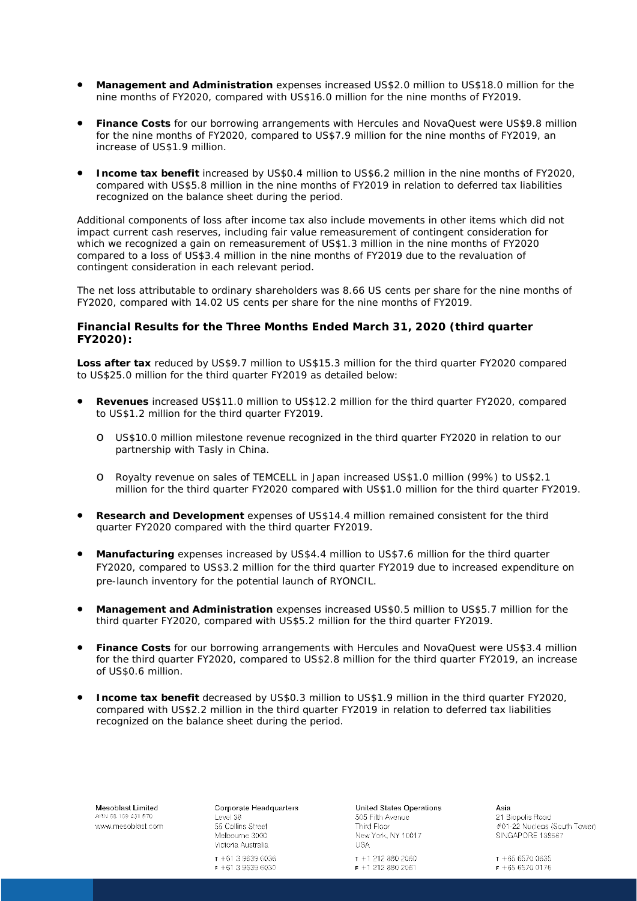- **Management and Administration** expenses increased US$2.0 million to US$18.0 million for the nine months of FY2020, compared with US$16.0 million for the nine months of FY2019.

- **Finance Costs** for our borrowing arrangements with Hercules and NovaQuest were US$9.8 million for the nine months of FY2020, compared to US$7.9 million for the nine months of FY2019, an increase of US$1.9 million.

- **Income tax benefit** increased by US$0.4 million to US$6.2 million in the nine months of FY2020, compared with US$5.8 million in the nine months of FY2019 in relation to deferred tax liabilities recognized on the balance sheet during the period.

Additional components of loss after income tax also include movements in other items which did not impact current cash reserves, including fair value remeasurement of contingent consideration for which we recognized a gain on remeasurement of US$1.3 million in the nine months of FY2020 compared to a loss of US$3.4 million in the nine months of FY2019 due to the revaluation of contingent consideration in each relevant period.

The net loss attributable to ordinary shareholders was 8.66 US cents per share for the nine months of FY2020, compared with 14.02 US cents per share for the nine months of FY2019.

### Financial Results for the Three Months Ended March 31, 2020 (third quarter FY2020):

**Loss after tax** reduced by US$9.7 million to US$15.3 million for the third quarter FY2020 compared to US$25.0 million for the third quarter FY2019 as detailed below:

- **Revenues** increased US$11.0 million to US$12.2 million for the third quarter FY2020, compared to US$1.2 million for the third quarter FY2019.
  - US$10.0 million milestone revenue recognized in the third quarter FY2020 in relation to our partnership with Tasly in China.
  - Royalty revenue on sales of TEMCELL in Japan increased US$1.0 million (99%) to US$2.1 million for the third quarter FY2020 compared with US$1.0 million for the third quarter FY2019.

- **Research and Development** expenses of US$14.4 million remained consistent for the third quarter FY2020 compared with the third quarter FY2019.

- **Manufacturing** expenses increased by US$4.4 million to US$7.6 million for the third quarter FY2020, compared to US$3.2 million for the third quarter FY2019 due to increased expenditure on pre-launch inventory for the potential launch of RYONCIL.

- **Management and Administration** expenses increased US$0.5 million to US$5.7 million for the third quarter FY2020, compared with US$5.2 million for the third quarter FY2019.

- **Finance Costs** for our borrowing arrangements with Hercules and NovaQuest were US$3.4 million for the third quarter FY2020, compared to US$2.8 million for the third quarter FY2019, an increase of US$0.6 million.

- **Income tax benefit** decreased by US$0.3 million to US$1.9 million in the third quarter FY2020, compared with US$2.2 million in the third quarter FY2019 in relation to deferred tax liabilities recognized on the balance sheet during the period.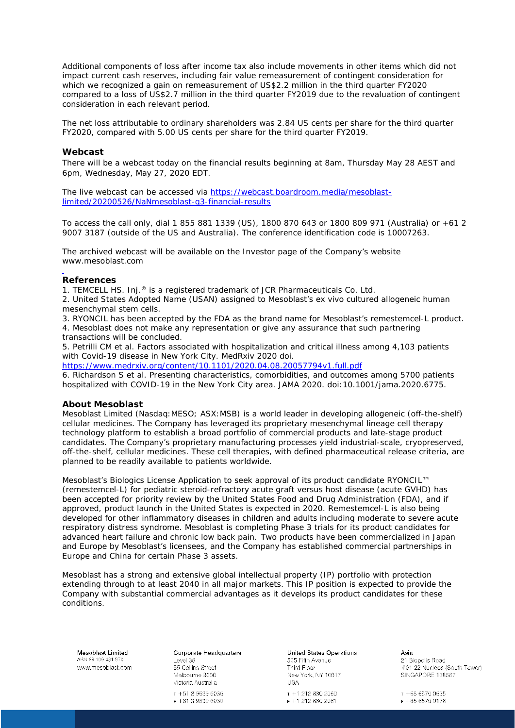Additional components of loss after income tax also include movements in other items which did not impact current cash reserves, including fair value remeasurement of contingent consideration for which we recognized a gain on remeasurement of US$2.2 million in the third quarter FY2020 compared to a loss of US$2.7 million in the third quarter FY2019 due to the revaluation of contingent consideration in each relevant period.

The net loss attributable to ordinary shareholders was 2.84 US cents per share for the third quarter FY2020, compared with 5.00 US cents per share for the third quarter FY2019.

### Webcast

There will be a webcast today on the financial results beginning at 8am, Thursday May 28 AEST and 6pm, Wednesday, May 27, 2020 EDT.

The live webcast can be accessed via https://webcast.boardroom.media/mesoblast-limited/20200526/NaNmesoblast-q3-financial-results

To access the call only, dial 1 855 881 1339 (US), 1800 870 643 or 1800 809 971 (Australia) or +61 2 9007 3187 (outside of the US and Australia). The conference identification code is 10007263.

The archived webcast will be available on the Investor page of the Company's website www.mesoblast.com

### References

1. TEMCELL HS. Inj.® is a registered trademark of JCR Pharmaceuticals Co. Ltd.
2. United States Adopted Name (USAN) assigned to Mesoblast's ex vivo cultured allogeneic human mesenchymal stem cells.
3. RYONCIL has been accepted by the FDA as the brand name for Mesoblast's remestemcel-L product.
4. Mesoblast does not make any representation or give any assurance that such partnering transactions will be concluded.
5. Petrilli CM et al. Factors associated with hospitalization and critical illness among 4,103 patients with Covid-19 disease in New York City. MedRxiv 2020 doi. https://www.medrxiv.org/content/10.1101/2020.04.08.20057794v1.full.pdf
6. Richardson S et al. Presenting characteristics, comorbidities, and outcomes among 5700 patients hospitalized with COVID-19 in the New York City area. JAMA 2020. doi:10.1001/jama.2020.6775.

### About Mesoblast

Mesoblast Limited (Nasdaq:MESO; ASX:MSB) is a world leader in developing allogeneic (off-the-shelf) cellular medicines. The Company has leveraged its proprietary mesenchymal lineage cell therapy technology platform to establish a broad portfolio of commercial products and late-stage product candidates. The Company's proprietary manufacturing processes yield industrial-scale, cryopreserved, off-the-shelf, cellular medicines. These cell therapies, with defined pharmaceutical release criteria, are planned to be readily available to patients worldwide.

Mesoblast's Biologics License Application to seek approval of its product candidate RYONCIL™ (remestemcel-L) for pediatric steroid-refractory acute graft versus host disease (acute GVHD) has been accepted for priority review by the United States Food and Drug Administration (FDA), and if approved, product launch in the United States is expected in 2020. Remestemcel-L is also being developed for other inflammatory diseases in children and adults including moderate to severe acute respiratory distress syndrome. Mesoblast is completing Phase 3 trials for its product candidates for advanced heart failure and chronic low back pain. Two products have been commercialized in Japan and Europe by Mesoblast's licensees, and the Company has established commercial partnerships in Europe and China for certain Phase 3 assets.

Mesoblast has a strong and extensive global intellectual property (IP) portfolio with protection extending through to at least 2040 in all major markets. This IP position is expected to provide the Company with substantial commercial advantages as it develops its product candidates for these conditions.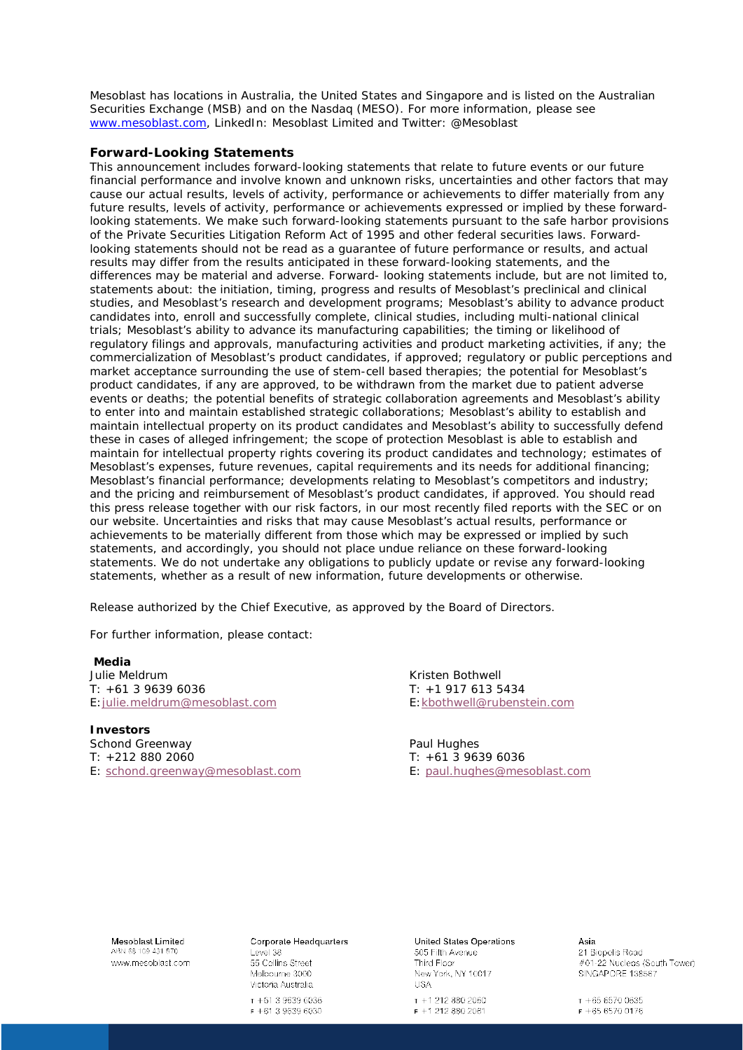Mesoblast has locations in Australia, the United States and Singapore and is listed on the Australian Securities Exchange (MSB) and on the Nasdaq (MESO). For more information, please see www.mesoblast.com, LinkedIn: Mesoblast Limited and Twitter: @Mesoblast

**Forward-Looking Statements**

This announcement includes forward-looking statements that relate to future events or our future financial performance and involve known and unknown risks, uncertainties and other factors that may cause our actual results, levels of activity, performance or achievements to differ materially from any future results, levels of activity, performance or achievements expressed or implied by these forward-looking statements. We make such forward-looking statements pursuant to the safe harbor provisions of the Private Securities Litigation Reform Act of 1995 and other federal securities laws. Forward-looking statements should not be read as a guarantee of future performance or results, and actual results may differ from the results anticipated in these forward-looking statements, and the differences may be material and adverse. Forward- looking statements include, but are not limited to, statements about: the initiation, timing, progress and results of Mesoblast's preclinical and clinical studies, and Mesoblast's research and development programs; Mesoblast's ability to advance product candidates into, enroll and successfully complete, clinical studies, including multi-national clinical trials; Mesoblast's ability to advance its manufacturing capabilities; the timing or likelihood of regulatory filings and approvals, manufacturing activities and product marketing activities, if any; the commercialization of Mesoblast's product candidates, if approved; regulatory or public perceptions and market acceptance surrounding the use of stem-cell based therapies; the potential for Mesoblast's product candidates, if any are approved, to be withdrawn from the market due to patient adverse events or deaths; the potential benefits of strategic collaboration agreements and Mesoblast's ability to enter into and maintain established strategic collaborations; Mesoblast's ability to establish and maintain intellectual property on its product candidates and Mesoblast's ability to successfully defend these in cases of alleged infringement; the scope of protection Mesoblast is able to establish and maintain for intellectual property rights covering its product candidates and technology; estimates of Mesoblast's expenses, future revenues, capital requirements and its needs for additional financing; Mesoblast's financial performance; developments relating to Mesoblast's competitors and industry; and the pricing and reimbursement of Mesoblast's product candidates, if approved. You should read this press release together with our risk factors, in our most recently filed reports with the SEC or on our website. Uncertainties and risks that may cause Mesoblast's actual results, performance or achievements to be materially different from those which may be expressed or implied by such statements, and accordingly, you should not place undue reliance on these forward-looking statements. We do not undertake any obligations to publicly update or revise any forward-looking statements, whether as a result of new information, future developments or otherwise.

Release authorized by the Chief Executive, as approved by the Board of Directors.

For further information, please contact:

**Media**

Julie Meldrum
T: +61 3 9639 6036
E: julie.meldrum@mesoblast.com

Kristen Bothwell
T: +1 917 613 5434
E: kbothwell@rubenstein.com

**Investors**

Schond Greenway
T: +212 880 2060
E: schond.greenway@mesoblast.com

Paul Hughes
T: +61 3 9639 6036
E: paul.hughes@mesoblast.com

**Mesoblast Limited**
ABN 68 109 431 870
www.mesoblast.com

**Corporate Headquarters**
Level 38
55 Collins Street
Melbourne 3000
Victoria Australia
T +61 3 9639 6036
F +61 3 9639 6030

**United States Operations**
505 Fifth Avenue
Third Floor
New York, NY 10017
USA
T +1 212 880 2060
F +1 212 880 2061

**Asia**
21 Biopolis Road
#01-22 Nucleos (South Tower)
SINGAPORE 138567
T +65 6570 0635
F +65 6570 0176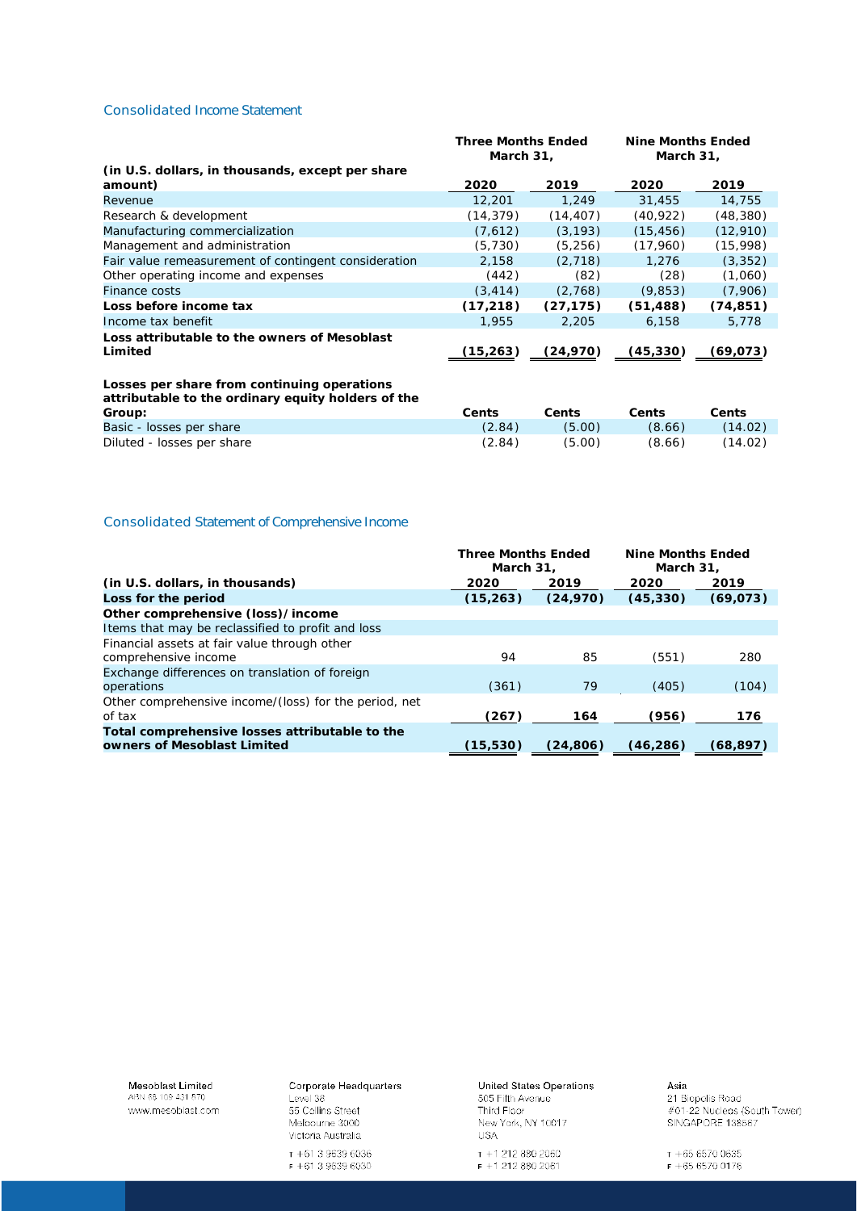## Consolidated Income Statement

| (in U.S. dollars, in thousands, except per share amount) | Three Months Ended March 31, 2020 | Three Months Ended March 31, 2019 | Nine Months Ended March 31, 2020 | Nine Months Ended March 31, 2019 |
|---|---|---|---|---|
| Revenue | 12,201 | 1,249 | 31,455 | 14,755 |
| Research & development | (14,379) | (14,407) | (40,922) | (48,380) |
| Manufacturing commercialization | (7,612) | (3,193) | (15,456) | (12,910) |
| Management and administration | (5,730) | (5,256) | (17,960) | (15,998) |
| Fair value remeasurement of contingent consideration | 2,158 | (2,718) | 1,276 | (3,352) |
| Other operating income and expenses | (442) | (82) | (28) | (1,060) |
| Finance costs | (3,414) | (2,768) | (9,853) | (7,906) |
| **Loss before income tax** | **(17,218)** | **(27,175)** | **(51,488)** | **(74,851)** |
| Income tax benefit | 1,955 | 2,205 | 6,158 | 5,778 |
| **Loss attributable to the owners of Mesoblast Limited** | **(15,263)** | **(24,970)** | **(45,330)** | **(69,073)** |
| **Losses per share from continuing operations attributable to the ordinary equity holders of the Group:** | **Cents** | **Cents** | **Cents** | **Cents** |
| Basic - losses per share | (2.84) | (5.00) | (8.66) | (14.02) |
| Diluted - losses per share | (2.84) | (5.00) | (8.66) | (14.02) |

## Consolidated Statement of Comprehensive Income

| (in U.S. dollars, in thousands) | Three Months Ended March 31, 2020 | Three Months Ended March 31, 2019 | Nine Months Ended March 31, 2020 | Nine Months Ended March 31, 2019 |
|---|---|---|---|---|
| **Loss for the period** | **(15,263)** | **(24,970)** | **(45,330)** | **(69,073)** |
| **Other comprehensive (loss)/income** | | | | |
| Items that may be reclassified to profit and loss | | | | |
| Financial assets at fair value through other comprehensive income | 94 | 85 | (551) | 280 |
| Exchange differences on translation of foreign operations | (361) | 79 | (405) | (104) |
| Other comprehensive income/(loss) for the period, net of tax | **(267)** | **164** | **(956)** | **176** |
| **Total comprehensive losses attributable to the owners of Mesoblast Limited** | **(15,530)** | **(24,806)** | **(46,286)** | **(68,897)** |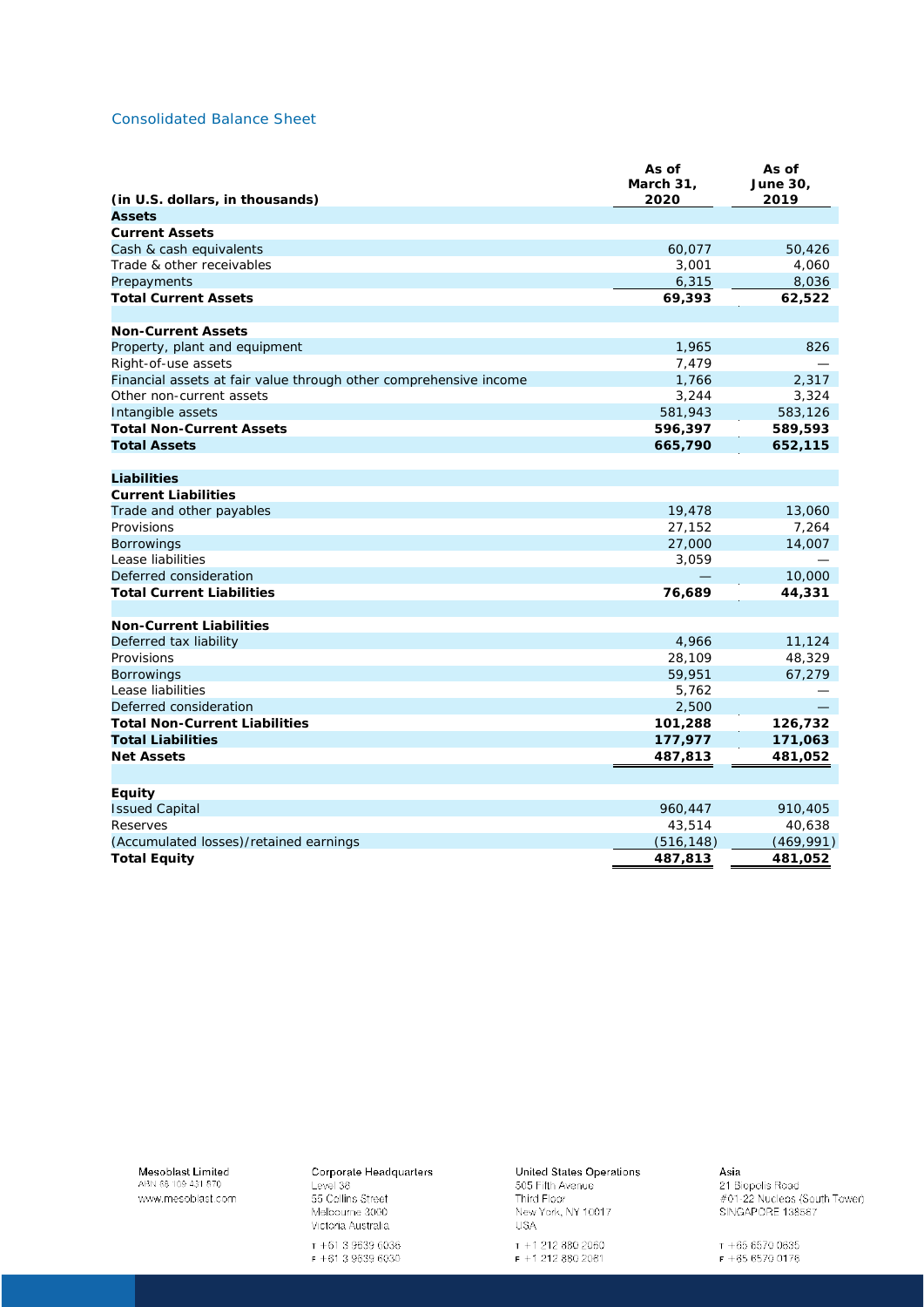## Consolidated Balance Sheet

| (in U.S. dollars, in thousands) | As of March 31, 2020 | As of June 30, 2019 |
|---|---|---|
| **Assets** | | |
| **Current Assets** | | |
| Cash & cash equivalents | 60,077 | 50,426 |
| Trade & other receivables | 3,001 | 4,060 |
| Prepayments | 6,315 | 8,036 |
| **Total Current Assets** | **69,393** | **62,522** |
| | | |
| **Non-Current Assets** | | |
| Property, plant and equipment | 1,965 | 826 |
| Right-of-use assets | 7,479 | — |
| Financial assets at fair value through other comprehensive income | 1,766 | 2,317 |
| Other non-current assets | 3,244 | 3,324 |
| Intangible assets | 581,943 | 583,126 |
| **Total Non-Current Assets** | **596,397** | **589,593** |
| **Total Assets** | **665,790** | **652,115** |
| | | |
| **Liabilities** | | |
| **Current Liabilities** | | |
| Trade and other payables | 19,478 | 13,060 |
| Provisions | 27,152 | 7,264 |
| Borrowings | 27,000 | 14,007 |
| Lease liabilities | 3,059 | — |
| Deferred consideration | — | 10,000 |
| **Total Current Liabilities** | **76,689** | **44,331** |
| | | |
| **Non-Current Liabilities** | | |
| Deferred tax liability | 4,966 | 11,124 |
| Provisions | 28,109 | 48,329 |
| Borrowings | 59,951 | 67,279 |
| Lease liabilities | 5,762 | — |
| Deferred consideration | 2,500 | — |
| **Total Non-Current Liabilities** | **101,288** | **126,732** |
| **Total Liabilities** | **177,977** | **171,063** |
| **Net Assets** | **487,813** | **481,052** |
| | | |
| **Equity** | | |
| Issued Capital | 960,447 | 910,405 |
| Reserves | 43,514 | 40,638 |
| (Accumulated losses)/retained earnings | (516,148) | (469,991) |
| **Total Equity** | **487,813** | **481,052** |

Mesoblast Limited
ABN 68 109 431 870
www.mesoblast.com

Corporate Headquarters
Level 38
55 Collins Street
Melbourne 3000
Victoria Australia
T +61 3 9639 6036
F +61 3 9639 6030

United States Operations
505 Fifth Avenue
Third Floor
New York, NY 10017
USA
T +1 212 880 2060
F +1 212 880 2061

Asia
21 Biopolis Road
#01-22 Nucleos (South Tower)
SINGAPORE 138567
T +65 6570 0635
F +65 6570 0176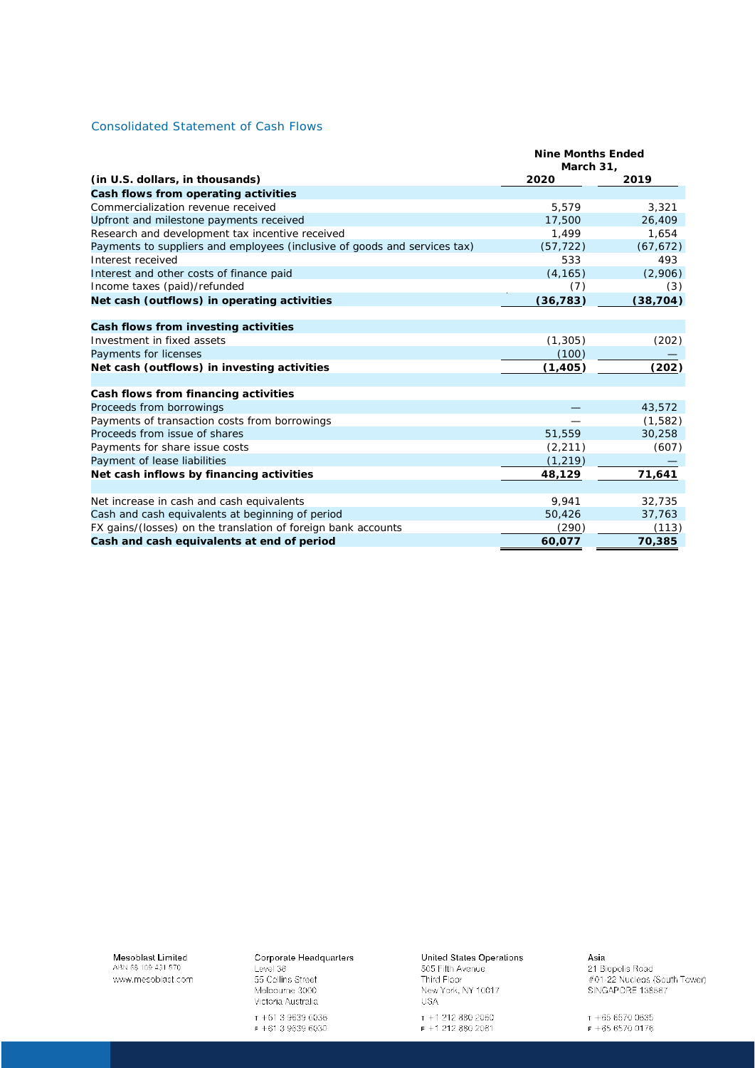## Consolidated Statement of Cash Flows

| (in U.S. dollars, in thousands) | Nine Months Ended March 31, 2020 | 2019 |
|---|---|---|
| **Cash flows from operating activities** | | |
| Commercialization revenue received | 5,579 | 3,321 |
| Upfront and milestone payments received | 17,500 | 26,409 |
| Research and development tax incentive received | 1,499 | 1,654 |
| Payments to suppliers and employees (inclusive of goods and services tax) | (57,722) | (67,672) |
| Interest received | 533 | 493 |
| Interest and other costs of finance paid | (4,165) | (2,906) |
| Income taxes (paid)/refunded | (7) | (3) |
| **Net cash (outflows) in operating activities** | **(36,783)** | **(38,704)** |
| | | |
| **Cash flows from investing activities** | | |
| Investment in fixed assets | (1,305) | (202) |
| Payments for licenses | (100) | — |
| **Net cash (outflows) in investing activities** | **(1,405)** | **(202)** |
| | | |
| **Cash flows from financing activities** | | |
| Proceeds from borrowings | — | 43,572 |
| Payments of transaction costs from borrowings | — | (1,582) |
| Proceeds from issue of shares | 51,559 | 30,258 |
| Payments for share issue costs | (2,211) | (607) |
| Payment of lease liabilities | (1,219) | — |
| **Net cash inflows by financing activities** | **48,129** | **71,641** |
| | | |
| Net increase in cash and cash equivalents | 9,941 | 32,735 |
| Cash and cash equivalents at beginning of period | 50,426 | 37,763 |
| FX gains/(losses) on the translation of foreign bank accounts | (290) | (113) |
| **Cash and cash equivalents at end of period** | **60,077** | **70,385** |

Mesoblast Limited
ABN 68 109 431 870
www.mesoblast.com

Corporate Headquarters
Level 38
55 Collins Street
Melbourne 3000
Victoria Australia
T +61 3 9639 6036
F +61 3 9639 6030

United States Operations
505 Fifth Avenue
Third Floor
New York, NY 10017
USA
T +1 212 880 2060
F +1 212 880 2061

Asia
21 Biopolis Road
#01-22 Nucleos (South Tower)
SINGAPORE 138567
T +65 6570 0635
F +65 6570 0176